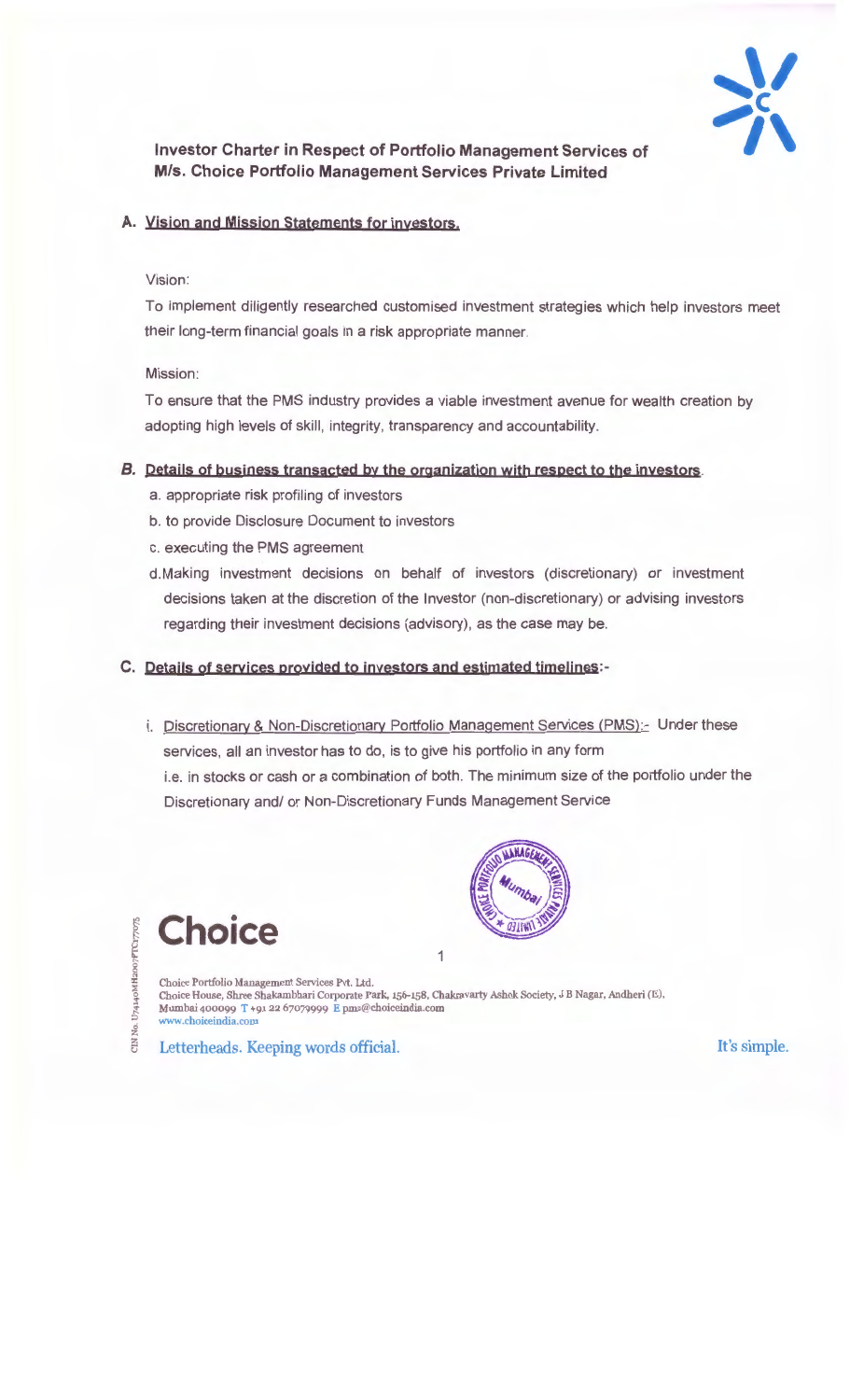**Investor Charter in Respect of Portfolio Management Services of M/s. Choice Portfolio Management Services Private Limited**

## A. Vision and Mission Statements for investors.

Vision:

To implement diligently researched customised investment strategies which help investors meet their long-term financial goals in a risk appropriate manner.

Mission:

To ensure that the PMS industry provides a viable investment avenue for wealth creation by adopting high levels of skill, integrity, transparency and accountability.

## B. Details of business transacted by the organization with respect to the investors.

a. appropriate risk profiling of investors

b. to provide Disclosure Document to investors

c. executing the PMS agreement

d. Making investment decisions on behalf of investors (discretionary) or investment decisions taken at the discretion of the Investor (non-discretionary) or advising investors regarding their investment decisions (advisory), as the case may be.

## C. Details of services provided to investors and estimated timelines:-

i. Discretionary & Non-Discretionary Portfolio Management Services (PMS):- Under these services, all an investor has to do, is to give his portfolio in any form i.e. in stocks or cash or a combination of both. The minimum size of the portfolio under the Discretionary and/ or Non-Discretionary Funds Management Service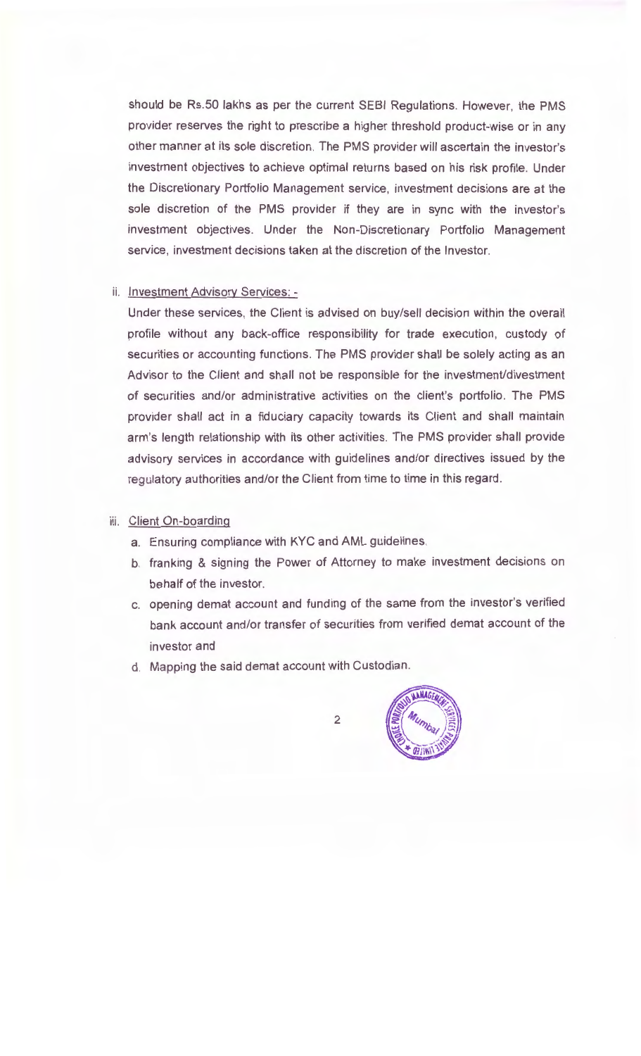should be Rs.50 lakhs as per the current SEBI Regulations. However, the PMS provider reserves the right to prescribe a higher threshold product-wise or in any other manner at its sole discretion. The PMS provider will ascertain the investor's investment objectives to achieve optimal returns based on his risk profile. Under the Discretionary Portfolio Management service, investment decisions are at the sole discretion of the PMS provider if they are in sync with the investor's investment objectives. Under the Non-Discretionary Portfolio Management service, investment decisions taken at the discretion of the Investor.

ii. <u>Investment Advisory Services: -</u>

Under these services, the Client is advised on buy/sell decision within the overall profile without any back-office responsibility for trade execution, custody of securities or accounting functions. The PMS provider shall be solely acting as an Advisor to the Client and shall not be responsible for the investment/divestment of securities and/or administrative activities on the client's portfolio. The PMS provider shall act in a fiduciary capacity towards its Client and shall maintain arm's length relationship with its other activities. The PMS provider shall provide advisory services in accordance with guidelines and/or directives issued by the regulatory authorities and/or the Client from time to time in this regard.

iii. <u>Client On-boarding</u>

a. Ensuring compliance with KYC and AML guidelines.

b. franking & signing the Power of Attorney to make investment decisions on behalf of the investor.

c. opening demat account and funding of the same from the investor's verified bank account and/or transfer of securities from verified demat account of the investor and

d. Mapping the said demat account with Custodian.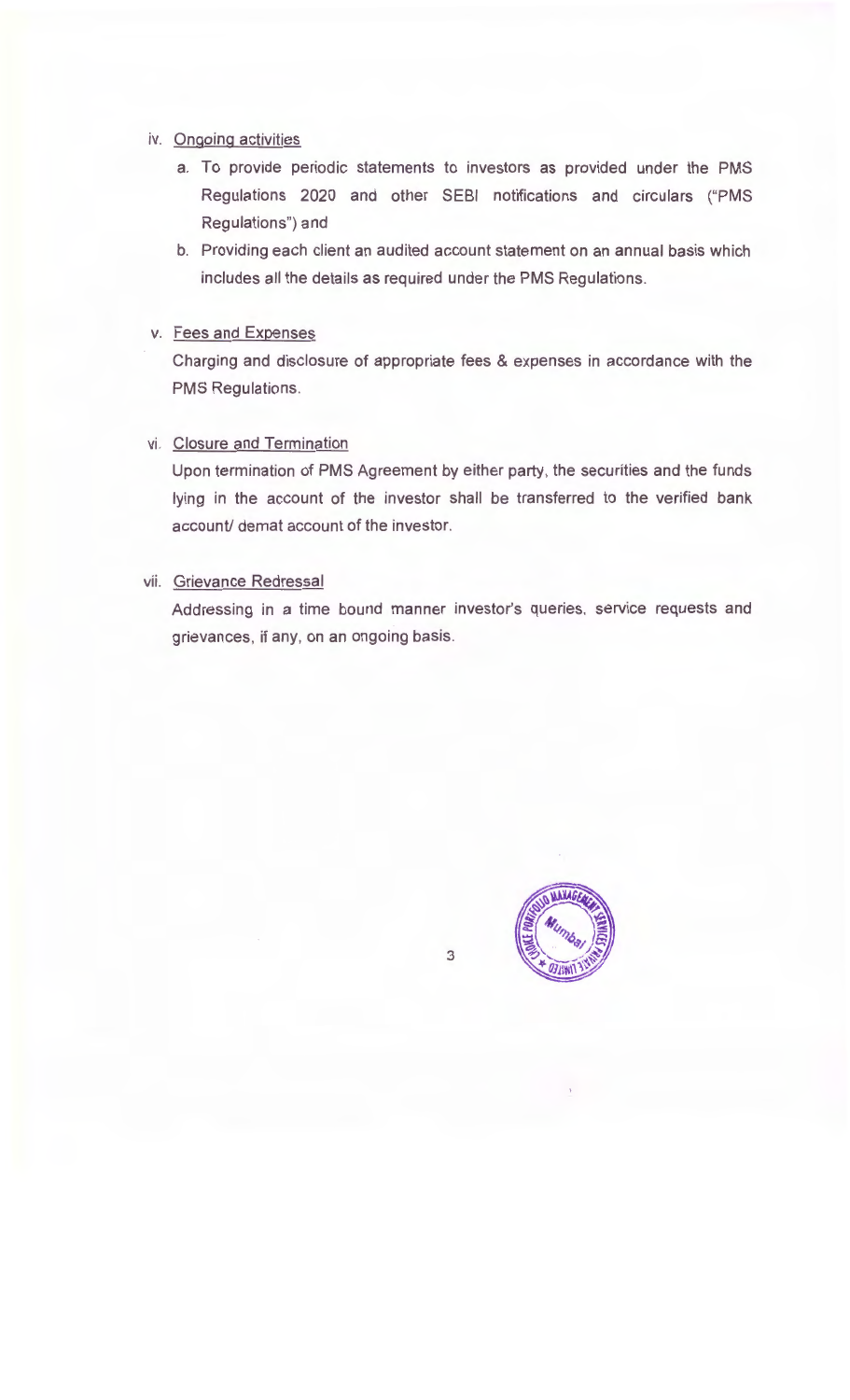iv. Ongoing activities

   a. To provide periodic statements to investors as provided under the PMS Regulations 2020 and other SEBI notifications and circulars ("PMS Regulations") and

   b. Providing each client an audited account statement on an annual basis which includes all the details as required under the PMS Regulations.

v. Fees and Expenses

   Charging and disclosure of appropriate fees & expenses in accordance with the PMS Regulations.

vi. Closure and Termination

   Upon termination of PMS Agreement by either party, the securities and the funds lying in the account of the investor shall be transferred to the verified bank account/ demat account of the investor.

vii. Grievance Redressal

   Addressing in a time bound manner investor's queries, service requests and grievances, if any, on an ongoing basis.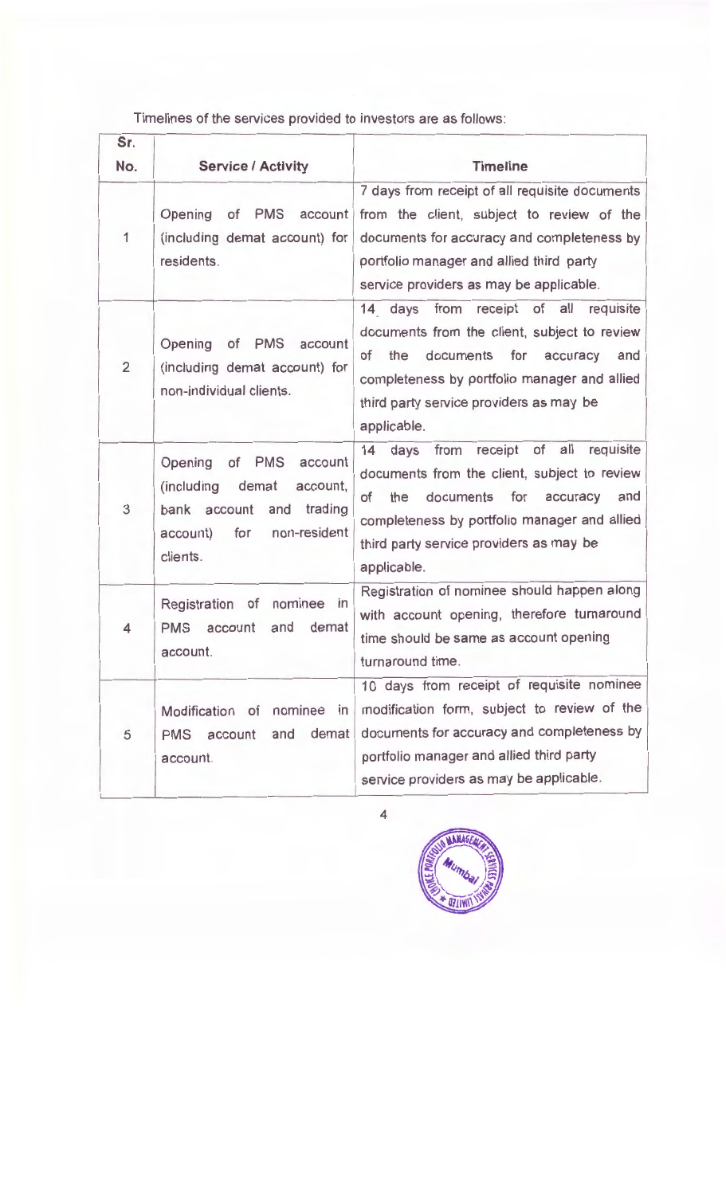Timelines of the services provided to investors are as follows:

| Sr. No. | Service / Activity | Timeline |
|---|---|---|
| 1 | Opening of PMS account (including demat account) for residents. | 7 days from receipt of all requisite documents from the client, subject to review of the documents for accuracy and completeness by portfolio manager and allied third party service providers as may be applicable. |
| 2 | Opening of PMS account (including demat account) for non-individual clients. | 14 days from receipt of all requisite documents from the client, subject to review of the documents for accuracy and completeness by portfolio manager and allied third party service providers as may be applicable. |
| 3 | Opening of PMS account (including demat account, bank account and trading account) for non-resident clients. | 14 days from receipt of all requisite documents from the client, subject to review of the documents for accuracy and completeness by portfolio manager and allied third party service providers as may be applicable. |
| 4 | Registration of nominee in PMS account and demat account. | Registration of nominee should happen along with account opening, therefore turnaround time should be same as account opening turnaround time. |
| 5 | Modification of nominee in PMS account and demat account. | 10 days from receipt of requisite nominee modification form, subject to review of the documents for accuracy and completeness by portfolio manager and allied third party service providers as may be applicable. |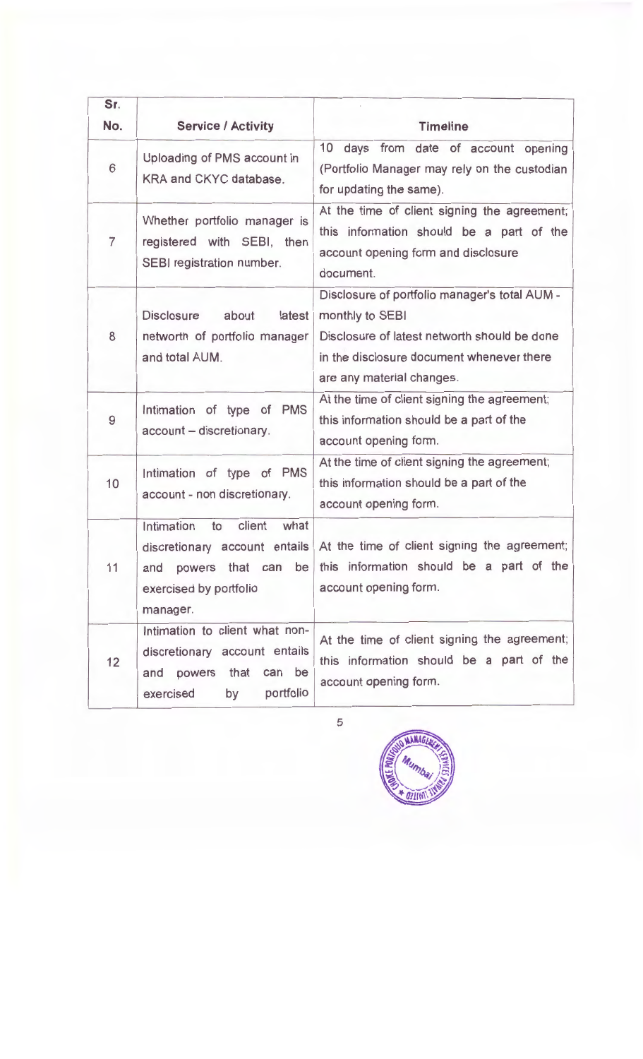| Sr. No. | Service / Activity | Timeline |
|---|---|---|
| 6 | Uploading of PMS account in KRA and CKYC database. | 10 days from date of account opening (Portfolio Manager may rely on the custodian for updating the same). |
| 7 | Whether portfolio manager is registered with SEBI, then SEBI registration number. | At the time of client signing the agreement; this information should be a part of the account opening form and disclosure document. |
| 8 | Disclosure about latest networth of portfolio manager and total AUM. | Disclosure of portfolio manager's total AUM - monthly to SEBI<br>Disclosure of latest networth should be done in the disclosure document whenever there are any material changes. |
| 9 | Intimation of type of PMS account – discretionary. | At the time of client signing the agreement; this information should be a part of the account opening form. |
| 10 | Intimation of type of PMS account - non discretionary. | At the time of client signing the agreement; this information should be a part of the account opening form. |
| 11 | Intimation to client what discretionary account entails and powers that can be exercised by portfolio manager. | At the time of client signing the agreement; this information should be a part of the account opening form. |
| 12 | Intimation to client what non-discretionary account entails and powers that can be exercised by portfolio | At the time of client signing the agreement; this information should be a part of the account opening form. |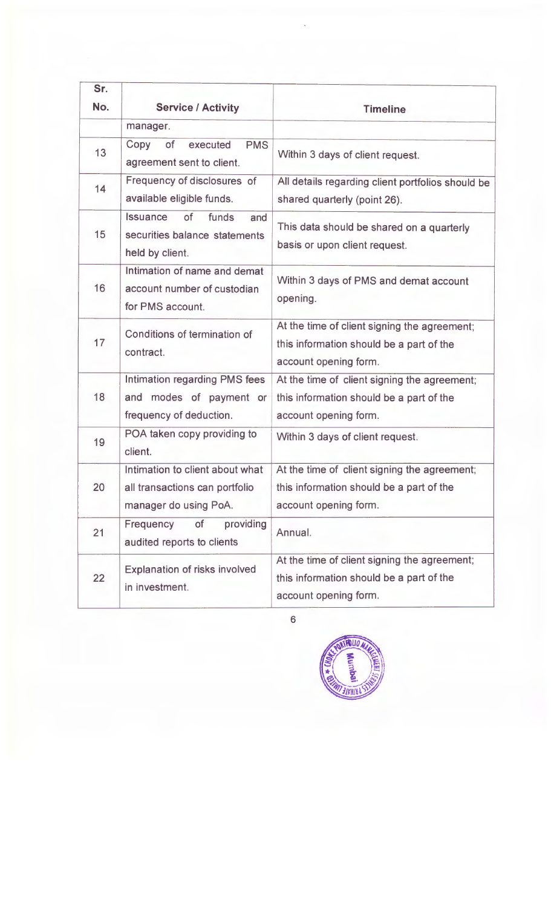| Sr. No. | Service / Activity | Timeline |
|---|---|---|
| | manager. | |
| 13 | Copy of executed PMS agreement sent to client. | Within 3 days of client request. |
| 14 | Frequency of disclosures of available eligible funds. | All details regarding client portfolios should be shared quarterly (point 26). |
| 15 | Issuance of funds and securities balance statements held by client. | This data should be shared on a quarterly basis or upon client request. |
| 16 | Intimation of name and demat account number of custodian for PMS account. | Within 3 days of PMS and demat account opening. |
| 17 | Conditions of termination of contract. | At the time of client signing the agreement; this information should be a part of the account opening form. |
| 18 | Intimation regarding PMS fees and modes of payment or frequency of deduction. | At the time of client signing the agreement; this information should be a part of the account opening form. |
| 19 | POA taken copy providing to client. | Within 3 days of client request. |
| 20 | Intimation to client about what all transactions can portfolio manager do using PoA. | At the time of client signing the agreement; this information should be a part of the account opening form. |
| 21 | Frequency of providing audited reports to clients | Annual. |
| 22 | Explanation of risks involved in investment. | At the time of client signing the agreement; this information should be a part of the account opening form. |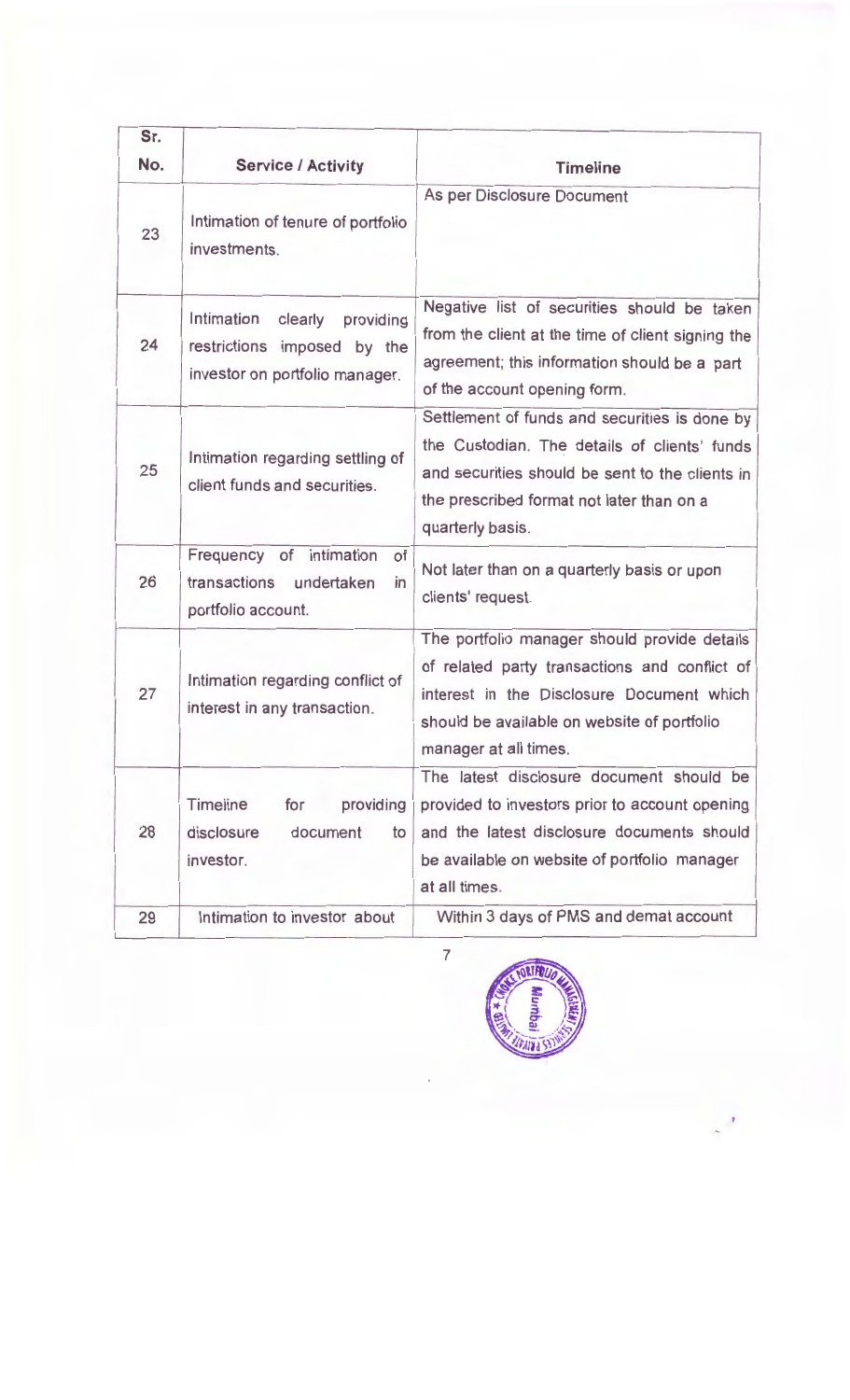| Sr. No. | Service / Activity | Timeline |
|---|---|---|
| 23 | Intimation of tenure of portfolio investments. | As per Disclosure Document |
| 24 | Intimation clearly providing restrictions imposed by the investor on portfolio manager. | Negative list of securities should be taken from the client at the time of client signing the agreement; this information should be a part of the account opening form. |
| 25 | Intimation regarding settling of client funds and securities. | Settlement of funds and securities is done by the Custodian. The details of clients' funds and securities should be sent to the clients in the prescribed format not later than on a quarterly basis. |
| 26 | Frequency of intimation of transactions undertaken in portfolio account. | Not later than on a quarterly basis or upon clients' request. |
| 27 | Intimation regarding conflict of interest in any transaction. | The portfolio manager should provide details of related party transactions and conflict of interest in the Disclosure Document which should be available on website of portfolio manager at all times. |
| 28 | Timeline for providing disclosure document to investor. | The latest disclosure document should be provided to investors prior to account opening and the latest disclosure documents should be available on website of portfolio manager at all times. |
| 29 | Intimation to investor about | Within 3 days of PMS and demat account |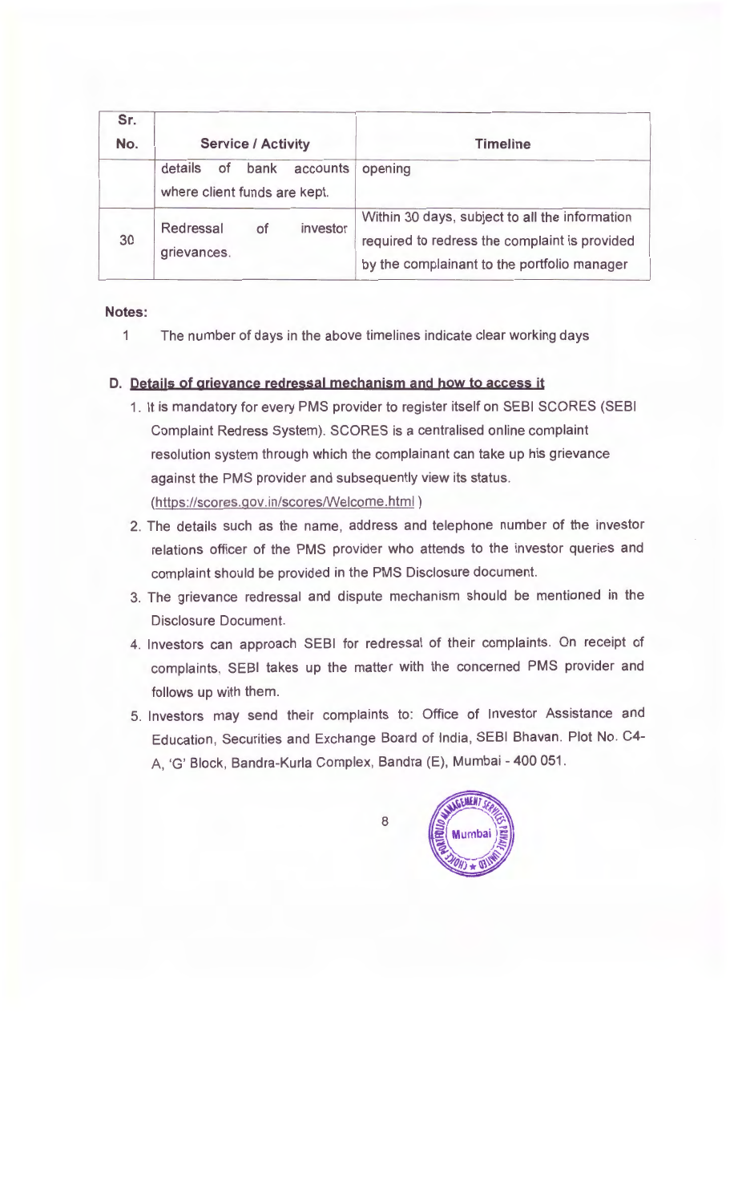| Sr. No. | Service / Activity | Timeline |
|---|---|---|
| | details of bank accounts where client funds are kept. | opening |
| 30 | Redressal of investor grievances. | Within 30 days, subject to all the information required to redress the complaint is provided by the complainant to the portfolio manager |

**Notes:**

1 The number of days in the above timelines indicate clear working days

**D. Details of grievance redressal mechanism and how to access it**

1. It is mandatory for every PMS provider to register itself on SEBI SCORES (SEBI Complaint Redress System). SCORES is a centralised online complaint resolution system through which the complainant can take up his grievance against the PMS provider and subsequently view its status. (https://scores.gov.in/scores/Welcome.html )
2. The details such as the name, address and telephone number of the investor relations officer of the PMS provider who attends to the investor queries and complaint should be provided in the PMS Disclosure document.
3. The grievance redressal and dispute mechanism should be mentioned in the Disclosure Document.
4. Investors can approach SEBI for redressal of their complaints. On receipt of complaints, SEBI takes up the matter with the concerned PMS provider and follows up with them.
5. Investors may send their complaints to: Office of Investor Assistance and Education, Securities and Exchange Board of India, SEBI Bhavan. Plot No. C4-A, 'G' Block, Bandra-Kurla Complex, Bandra (E), Mumbai - 400 051.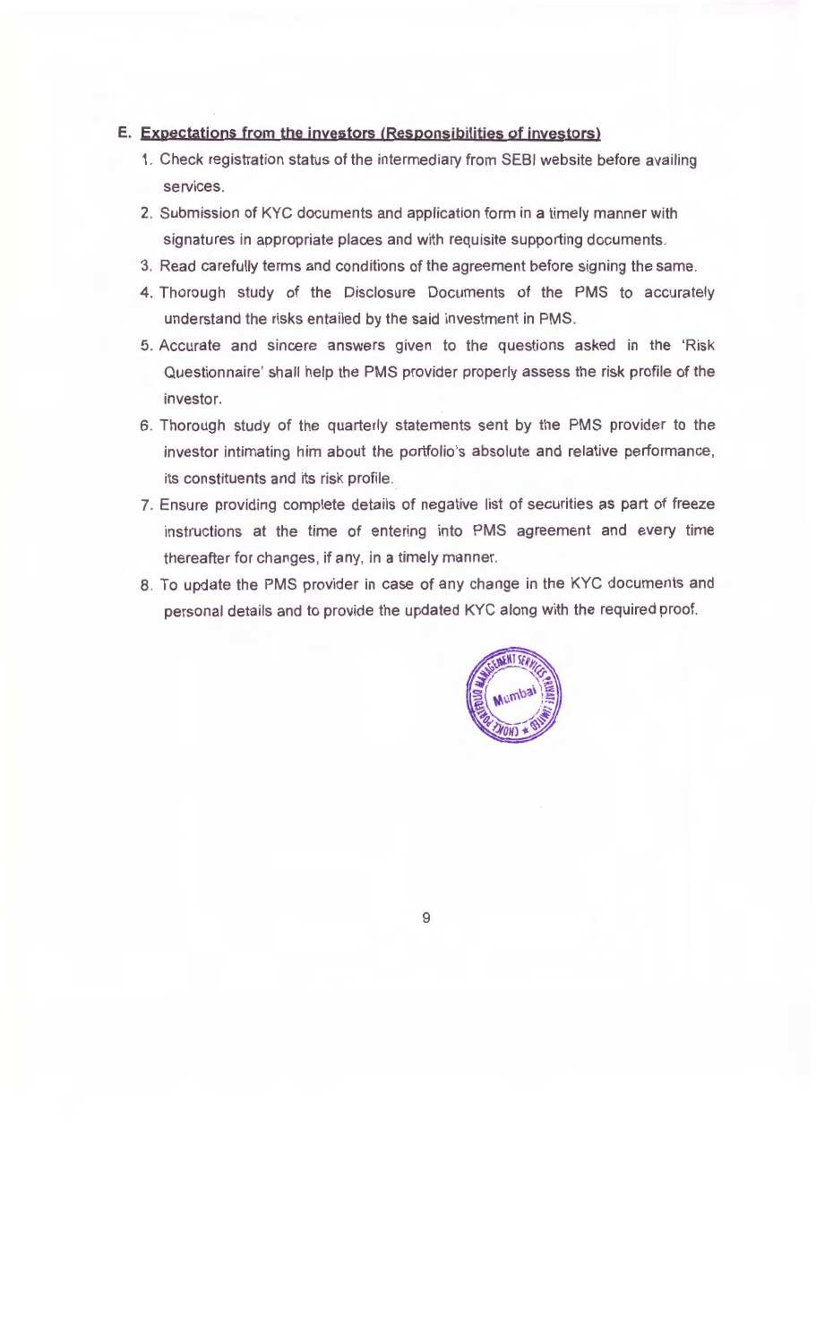## E. Expectations from the investors (Responsibilities of investors)

1. Check registration status of the intermediary from SEBI website before availing services.
2. Submission of KYC documents and application form in a timely manner with signatures in appropriate places and with requisite supporting documents.
3. Read carefully terms and conditions of the agreement before signing the same.
4. Thorough study of the Disclosure Documents of the PMS to accurately understand the risks entailed by the said investment in PMS.
5. Accurate and sincere answers given to the questions asked in the 'Risk Questionnaire' shall help the PMS provider properly assess the risk profile of the investor.
6. Thorough study of the quarterly statements sent by the PMS provider to the investor intimating him about the portfolio's absolute and relative performance, its constituents and its risk profile.
7. Ensure providing complete details of negative list of securities as part of freeze instructions at the time of entering into PMS agreement and every time thereafter for changes, if any, in a timely manner.
8. To update the PMS provider in case of any change in the KYC documents and personal details and to provide the updated KYC along with the required proof.